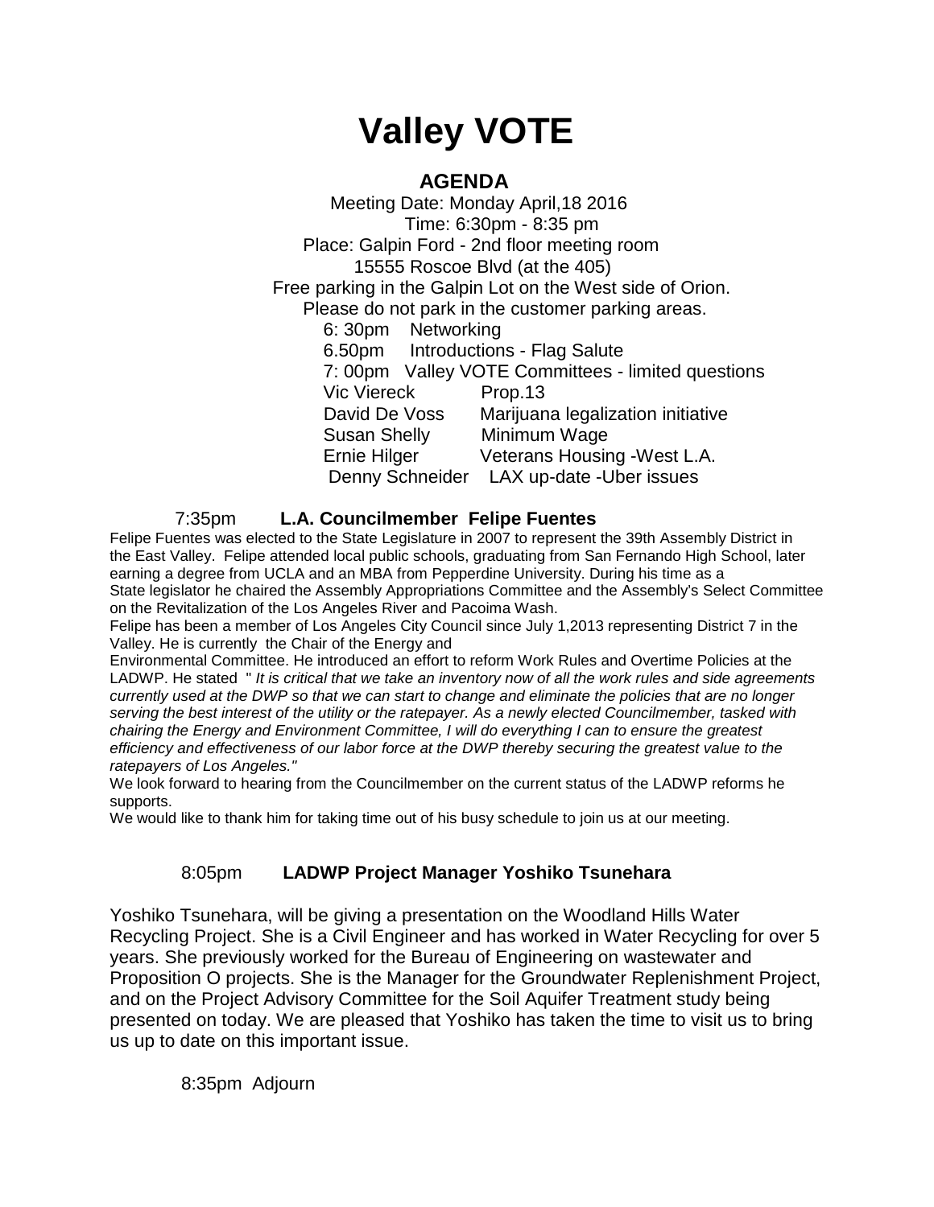# Valley VOTE

## AGENDA

Meeting Date: Monday April,18 2016
Time: 6:30pm - 8:35 pm
Place: Galpin Ford - 2nd floor meeting room
15555 Roscoe Blvd (at the 405)
Free parking in the Galpin Lot on the West side of Orion.
Please do not park in the customer parking areas.

6: 30pm Networking
6.50pm Introductions - Flag Salute
7: 00pm Valley VOTE Committees - limited questions

| | |
|---|---|
| Vic Viereck | Prop.13 |
| David De Voss | Marijuana legalization initiative |
| Susan Shelly | Minimum Wage |
| Ernie Hilger | Veterans Housing -West L.A. |
| Denny Schneider | LAX up-date -Uber issues |

### 7:35pm **L.A. Councilmember Felipe Fuentes**

Felipe Fuentes was elected to the State Legislature in 2007 to represent the 39th Assembly District in the East Valley. Felipe attended local public schools, graduating from San Fernando High School, later earning a degree from UCLA and an MBA from Pepperdine University. During his time as a State legislator he chaired the Assembly Appropriations Committee and the Assembly's Select Committee on the Revitalization of the Los Angeles River and Pacoima Wash.

Felipe has been a member of Los Angeles City Council since July 1,2013 representing District 7 in the Valley. He is currently the Chair of the Energy and Environmental Committee. He introduced an effort to reform Work Rules and Overtime Policies at the LADWP. He stated " *It is critical that we take an inventory now of all the work rules and side agreements currently used at the DWP so that we can start to change and eliminate the policies that are no longer serving the best interest of the utility or the ratepayer. As a newly elected Councilmember, tasked with chairing the Energy and Environment Committee, I will do everything I can to ensure the greatest efficiency and effectiveness of our labor force at the DWP thereby securing the greatest value to the ratepayers of Los Angeles."*

We look forward to hearing from the Councilmember on the current status of the LADWP reforms he supports.

We would like to thank him for taking time out of his busy schedule to join us at our meeting.

### 8:05pm **LADWP Project Manager Yoshiko Tsunehara**

Yoshiko Tsunehara, will be giving a presentation on the Woodland Hills Water Recycling Project. She is a Civil Engineer and has worked in Water Recycling for over 5 years. She previously worked for the Bureau of Engineering on wastewater and Proposition O projects. She is the Manager for the Groundwater Replenishment Project, and on the Project Advisory Committee for the Soil Aquifer Treatment study being presented on today. We are pleased that Yoshiko has taken the time to visit us to bring us up to date on this important issue.

8:35pm Adjourn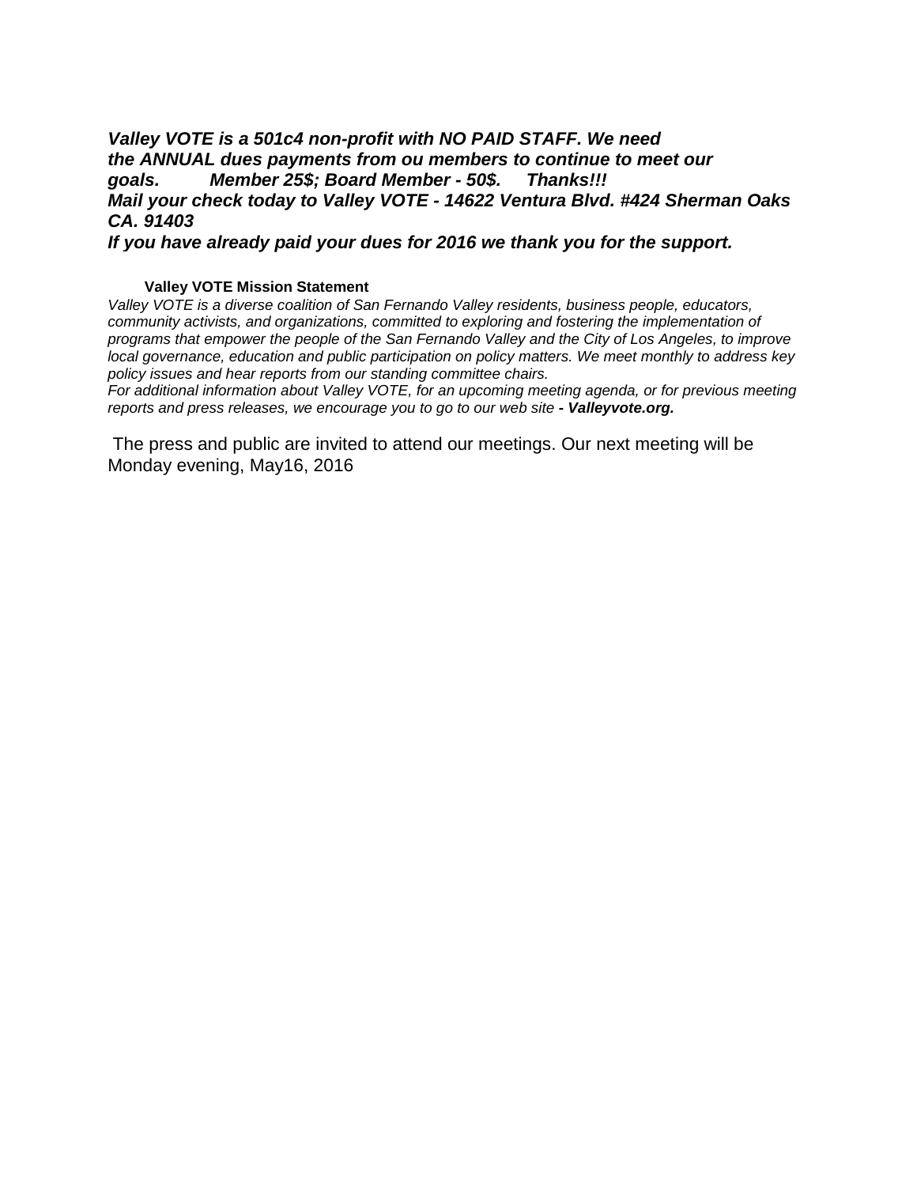***Valley VOTE is a 501c4 non-profit with NO PAID STAFF. We need the ANNUAL dues payments from ou members to continue to meet our goals. Member 25$; Board Member - 50$. Thanks!!!***
***Mail your check today to Valley VOTE - 14622 Ventura Blvd. #424 Sherman Oaks CA. 91403***
***If you have already paid your dues for 2016 we thank you for the support.***

**Valley VOTE Mission Statement**

*Valley VOTE is a diverse coalition of San Fernando Valley residents, business people, educators, community activists, and organizations, committed to exploring and fostering the implementation of programs that empower the people of the San Fernando Valley and the City of Los Angeles, to improve local governance, education and public participation on policy matters. We meet monthly to address key policy issues and hear reports from our standing committee chairs.*
*For additional information about Valley VOTE, for an upcoming meeting agenda, or for previous meeting reports and press releases, we encourage you to go to our web site **- Valleyvote.org.***

The press and public are invited to attend our meetings. Our next meeting will be Monday evening, May16, 2016